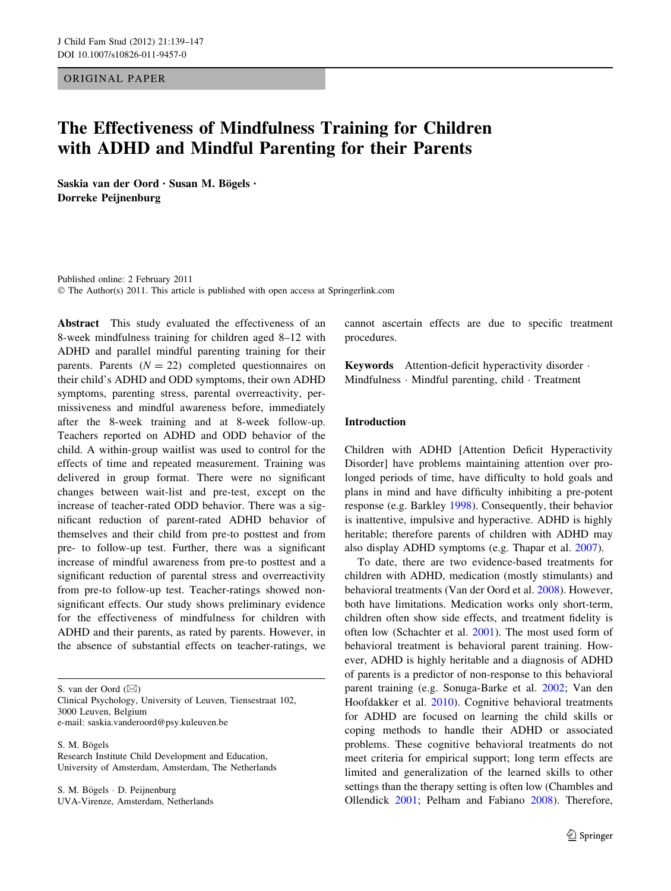ORIGINAL PAPER

# The Effectiveness of Mindfulness Training for Children with ADHD and Mindful Parenting for their Parents

**Saskia van der Oord · Susan M. Bögels · Dorreke Peijnenburg**

Published online: 2 February 2011
© The Author(s) 2011. This article is published with open access at Springerlink.com

**Abstract** This study evaluated the effectiveness of an 8-week mindfulness training for children aged 8–12 with ADHD and parallel mindful parenting training for their parents. Parents ($N = 22$) completed questionnaires on their child's ADHD and ODD symptoms, their own ADHD symptoms, parenting stress, parental overreactivity, permissiveness and mindful awareness before, immediately after the 8-week training and at 8-week follow-up. Teachers reported on ADHD and ODD behavior of the child. A within-group waitlist was used to control for the effects of time and repeated measurement. Training was delivered in group format. There were no significant changes between wait-list and pre-test, except on the increase of teacher-rated ODD behavior. There was a significant reduction of parent-rated ADHD behavior of themselves and their child from pre-to posttest and from pre- to follow-up test. Further, there was a significant increase of mindful awareness from pre-to posttest and a significant reduction of parental stress and overreactivity from pre-to follow-up test. Teacher-ratings showed non-significant effects. Our study shows preliminary evidence for the effectiveness of mindfulness for children with ADHD and their parents, as rated by parents. However, in the absence of substantial effects on teacher-ratings, we cannot ascertain effects are due to specific treatment procedures.

**Keywords** Attention-deficit hyperactivity disorder · Mindfulness · Mindful parenting, child · Treatment

S. van der Oord (✉)
Clinical Psychology, University of Leuven, Tiensestraat 102, 3000 Leuven, Belgium
e-mail: saskia.vanderoord@psy.kuleuven.be

S. M. Bögels
Research Institute Child Development and Education, University of Amsterdam, Amsterdam, The Netherlands

S. M. Bögels · D. Peijnenburg
UVA-Virenze, Amsterdam, Netherlands

## Introduction

Children with ADHD [Attention Deficit Hyperactivity Disorder] have problems maintaining attention over prolonged periods of time, have difficulty to hold goals and plans in mind and have difficulty inhibiting a pre-potent response (e.g. Barkley 1998). Consequently, their behavior is inattentive, impulsive and hyperactive. ADHD is highly heritable; therefore parents of children with ADHD may also display ADHD symptoms (e.g. Thapar et al. 2007).

To date, there are two evidence-based treatments for children with ADHD, medication (mostly stimulants) and behavioral treatments (Van der Oord et al. 2008). However, both have limitations. Medication works only short-term, children often show side effects, and treatment fidelity is often low (Schachter et al. 2001). The most used form of behavioral treatment is behavioral parent training. However, ADHD is highly heritable and a diagnosis of ADHD of parents is a predictor of non-response to this behavioral parent training (e.g. Sonuga-Barke et al. 2002; Van den Hoofdakker et al. 2010). Cognitive behavioral treatments for ADHD are focused on learning the child skills or coping methods to handle their ADHD or associated problems. These cognitive behavioral treatments do not meet criteria for empirical support; long term effects are limited and generalization of the learned skills to other settings than the therapy setting is often low (Chambles and Ollendick 2001; Pelham and Fabiano 2008). Therefore,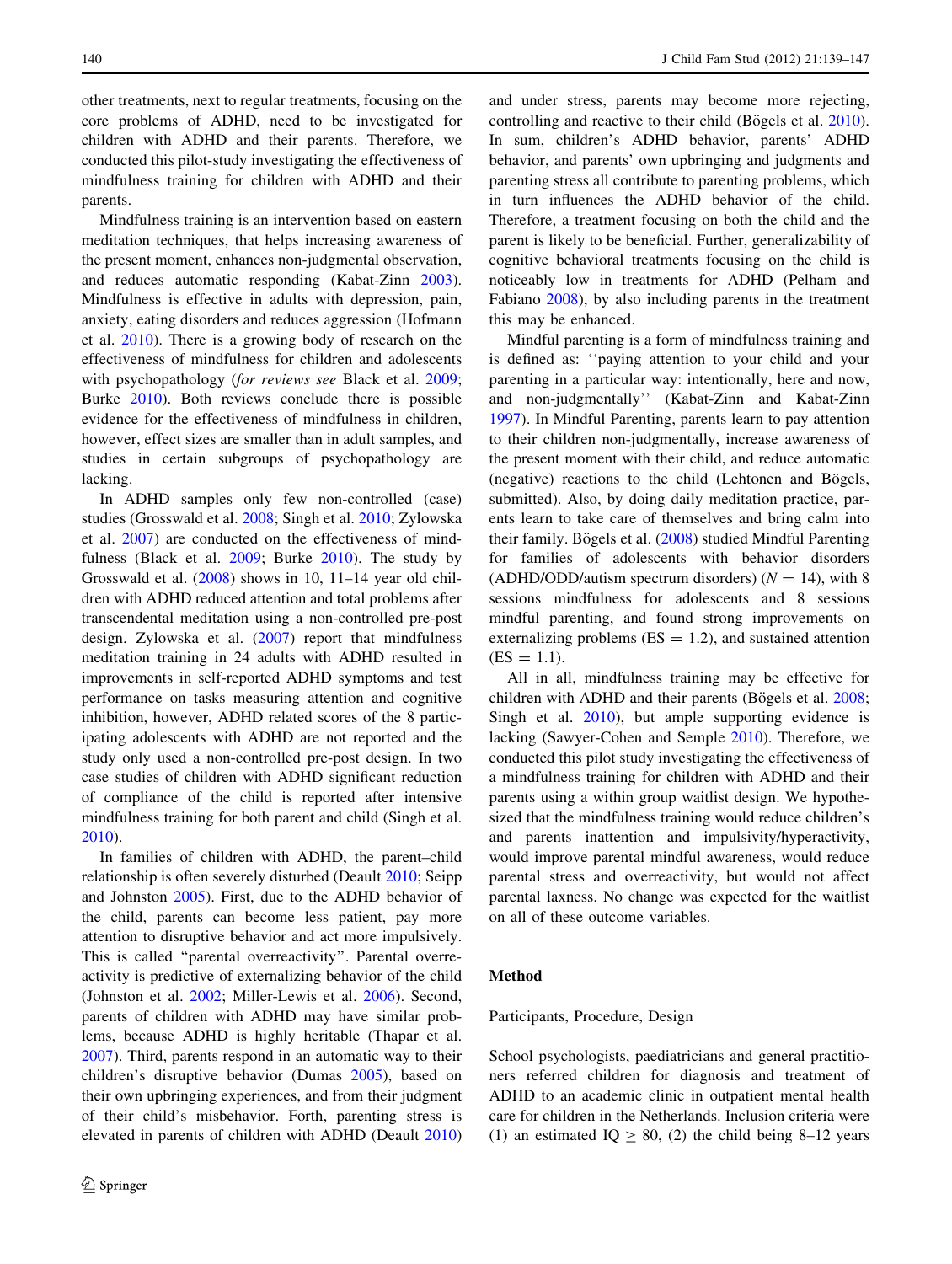other treatments, next to regular treatments, focusing on the core problems of ADHD, need to be investigated for children with ADHD and their parents. Therefore, we conducted this pilot-study investigating the effectiveness of mindfulness training for children with ADHD and their parents.

Mindfulness training is an intervention based on eastern meditation techniques, that helps increasing awareness of the present moment, enhances non-judgmental observation, and reduces automatic responding (Kabat-Zinn 2003). Mindfulness is effective in adults with depression, pain, anxiety, eating disorders and reduces aggression (Hofmann et al. 2010). There is a growing body of research on the effectiveness of mindfulness for children and adolescents with psychopathology (*for reviews see* Black et al. 2009; Burke 2010). Both reviews conclude there is possible evidence for the effectiveness of mindfulness in children, however, effect sizes are smaller than in adult samples, and studies in certain subgroups of psychopathology are lacking.

In ADHD samples only few non-controlled (case) studies (Grosswald et al. 2008; Singh et al. 2010; Zylowska et al. 2007) are conducted on the effectiveness of mindfulness (Black et al. 2009; Burke 2010). The study by Grosswald et al. (2008) shows in 10, 11–14 year old children with ADHD reduced attention and total problems after transcendental meditation using a non-controlled pre-post design. Zylowska et al. (2007) report that mindfulness meditation training in 24 adults with ADHD resulted in improvements in self-reported ADHD symptoms and test performance on tasks measuring attention and cognitive inhibition, however, ADHD related scores of the 8 participating adolescents with ADHD are not reported and the study only used a non-controlled pre-post design. In two case studies of children with ADHD significant reduction of compliance of the child is reported after intensive mindfulness training for both parent and child (Singh et al. 2010).

In families of children with ADHD, the parent–child relationship is often severely disturbed (Deault 2010; Seipp and Johnston 2005). First, due to the ADHD behavior of the child, parents can become less patient, pay more attention to disruptive behavior and act more impulsively. This is called "parental overreactivity". Parental overreactivity is predictive of externalizing behavior of the child (Johnston et al. 2002; Miller-Lewis et al. 2006). Second, parents of children with ADHD may have similar problems, because ADHD is highly heritable (Thapar et al. 2007). Third, parents respond in an automatic way to their children's disruptive behavior (Dumas 2005), based on their own upbringing experiences, and from their judgment of their child's misbehavior. Forth, parenting stress is elevated in parents of children with ADHD (Deault 2010) and under stress, parents may become more rejecting, controlling and reactive to their child (Bögels et al. 2010). In sum, children's ADHD behavior, parents' ADHD behavior, and parents' own upbringing and judgments and parenting stress all contribute to parenting problems, which in turn influences the ADHD behavior of the child. Therefore, a treatment focusing on both the child and the parent is likely to be beneficial. Further, generalizability of cognitive behavioral treatments focusing on the child is noticeably low in treatments for ADHD (Pelham and Fabiano 2008), by also including parents in the treatment this may be enhanced.

Mindful parenting is a form of mindfulness training and is defined as: ''paying attention to your child and your parenting in a particular way: intentionally, here and now, and non-judgmentally'' (Kabat-Zinn and Kabat-Zinn 1997). In Mindful Parenting, parents learn to pay attention to their children non-judgmentally, increase awareness of the present moment with their child, and reduce automatic (negative) reactions to the child (Lehtonen and Bögels, submitted). Also, by doing daily meditation practice, parents learn to take care of themselves and bring calm into their family. Bögels et al. (2008) studied Mindful Parenting for families of adolescents with behavior disorders (ADHD/ODD/autism spectrum disorders) ($N = 14$), with 8 sessions mindfulness for adolescents and 8 sessions mindful parenting, and found strong improvements on externalizing problems (ES = 1.2), and sustained attention (ES = 1.1).

All in all, mindfulness training may be effective for children with ADHD and their parents (Bögels et al. 2008; Singh et al. 2010), but ample supporting evidence is lacking (Sawyer-Cohen and Semple 2010). Therefore, we conducted this pilot study investigating the effectiveness of a mindfulness training for children with ADHD and their parents using a within group waitlist design. We hypothesized that the mindfulness training would reduce children's and parents inattention and impulsivity/hyperactivity, would improve parental mindful awareness, would reduce parental stress and overreactivity, but would not affect parental laxness. No change was expected for the waitlist on all of these outcome variables.

## Method

### Participants, Procedure, Design

School psychologists, paediatricians and general practitioners referred children for diagnosis and treatment of ADHD to an academic clinic in outpatient mental health care for children in the Netherlands. Inclusion criteria were (1) an estimated IQ $\geq$ 80, (2) the child being 8–12 years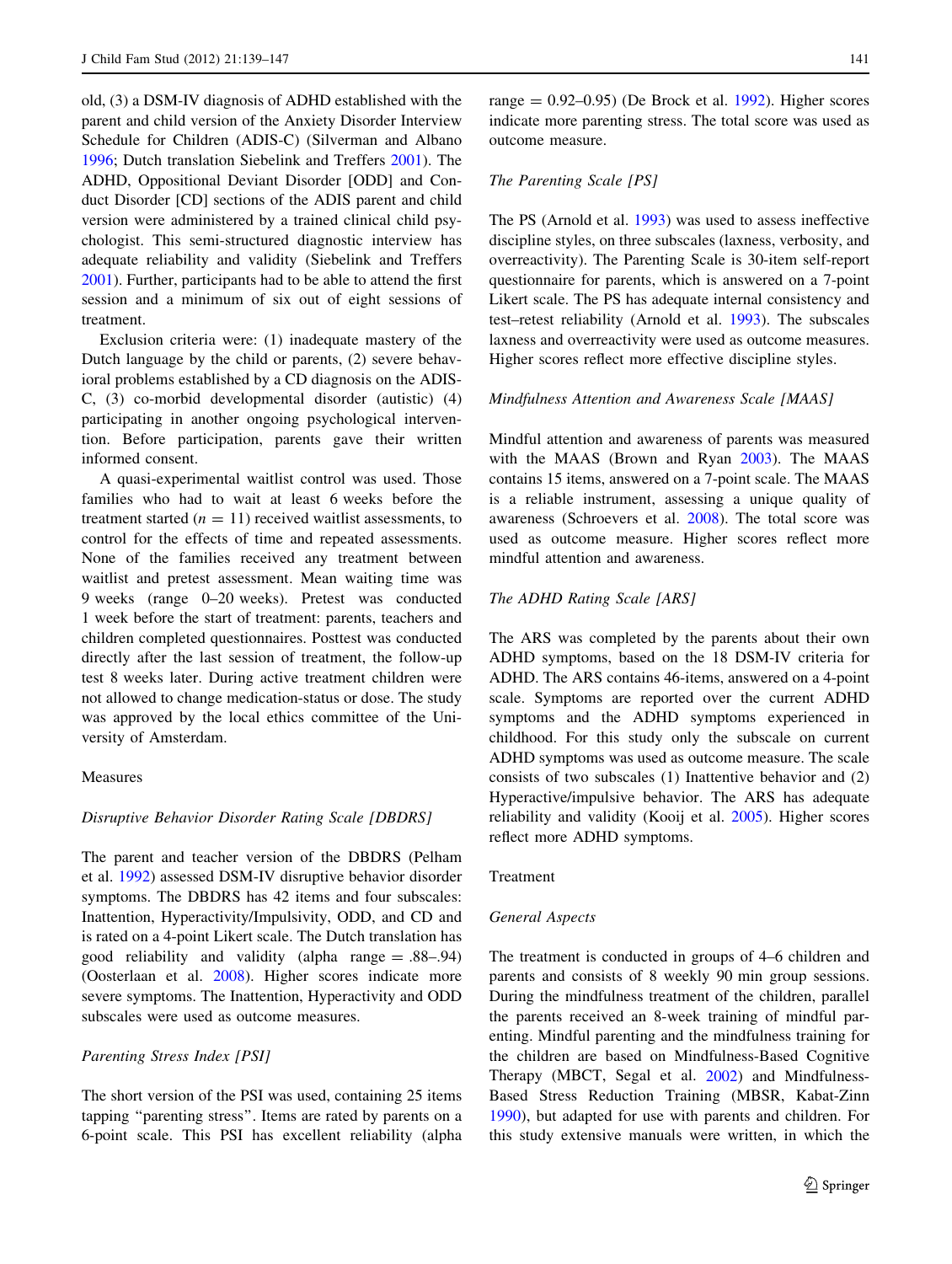old, (3) a DSM-IV diagnosis of ADHD established with the parent and child version of the Anxiety Disorder Interview Schedule for Children (ADIS-C) (Silverman and Albano 1996; Dutch translation Siebelink and Treffers 2001). The ADHD, Oppositional Deviant Disorder [ODD] and Conduct Disorder [CD] sections of the ADIS parent and child version were administered by a trained clinical child psychologist. This semi-structured diagnostic interview has adequate reliability and validity (Siebelink and Treffers 2001). Further, participants had to be able to attend the first session and a minimum of six out of eight sessions of treatment.

Exclusion criteria were: (1) inadequate mastery of the Dutch language by the child or parents, (2) severe behavioral problems established by a CD diagnosis on the ADIS-C, (3) co-morbid developmental disorder (autistic) (4) participating in another ongoing psychological intervention. Before participation, parents gave their written informed consent.

A quasi-experimental waitlist control was used. Those families who had to wait at least 6 weeks before the treatment started ($n = 11$) received waitlist assessments, to control for the effects of time and repeated assessments. None of the families received any treatment between waitlist and pretest assessment. Mean waiting time was 9 weeks (range 0–20 weeks). Pretest was conducted 1 week before the start of treatment: parents, teachers and children completed questionnaires. Posttest was conducted directly after the last session of treatment, the follow-up test 8 weeks later. During active treatment children were not allowed to change medication-status or dose. The study was approved by the local ethics committee of the University of Amsterdam.

## Measures

### *Disruptive Behavior Disorder Rating Scale [DBDRS]*

The parent and teacher version of the DBDRS (Pelham et al. 1992) assessed DSM-IV disruptive behavior disorder symptoms. The DBDRS has 42 items and four subscales: Inattention, Hyperactivity/Impulsivity, ODD, and CD and is rated on a 4-point Likert scale. The Dutch translation has good reliability and validity (alpha range = .88–.94) (Oosterlaan et al. 2008). Higher scores indicate more severe symptoms. The Inattention, Hyperactivity and ODD subscales were used as outcome measures.

### *Parenting Stress Index [PSI]*

The short version of the PSI was used, containing 25 items tapping "parenting stress". Items are rated by parents on a 6-point scale. This PSI has excellent reliability (alpha range = 0.92–0.95) (De Brock et al. 1992). Higher scores indicate more parenting stress. The total score was used as outcome measure.

### *The Parenting Scale [PS]*

The PS (Arnold et al. 1993) was used to assess ineffective discipline styles, on three subscales (laxness, verbosity, and overreactivity). The Parenting Scale is 30-item self-report questionnaire for parents, which is answered on a 7-point Likert scale. The PS has adequate internal consistency and test–retest reliability (Arnold et al. 1993). The subscales laxness and overreactivity were used as outcome measures. Higher scores reflect more effective discipline styles.

### *Mindfulness Attention and Awareness Scale [MAAS]*

Mindful attention and awareness of parents was measured with the MAAS (Brown and Ryan 2003). The MAAS contains 15 items, answered on a 7-point scale. The MAAS is a reliable instrument, assessing a unique quality of awareness (Schroevers et al. 2008). The total score was used as outcome measure. Higher scores reflect more mindful attention and awareness.

### *The ADHD Rating Scale [ARS]*

The ARS was completed by the parents about their own ADHD symptoms, based on the 18 DSM-IV criteria for ADHD. The ARS contains 46-items, answered on a 4-point scale. Symptoms are reported over the current ADHD symptoms and the ADHD symptoms experienced in childhood. For this study only the subscale on current ADHD symptoms was used as outcome measure. The scale consists of two subscales (1) Inattentive behavior and (2) Hyperactive/impulsive behavior. The ARS has adequate reliability and validity (Kooij et al. 2005). Higher scores reflect more ADHD symptoms.

## Treatment

### *General Aspects*

The treatment is conducted in groups of 4–6 children and parents and consists of 8 weekly 90 min group sessions. During the mindfulness treatment of the children, parallel the parents received an 8-week training of mindful parenting. Mindful parenting and the mindfulness training for the children are based on Mindfulness-Based Cognitive Therapy (MBCT, Segal et al. 2002) and Mindfulness-Based Stress Reduction Training (MBSR, Kabat-Zinn 1990), but adapted for use with parents and children. For this study extensive manuals were written, in which the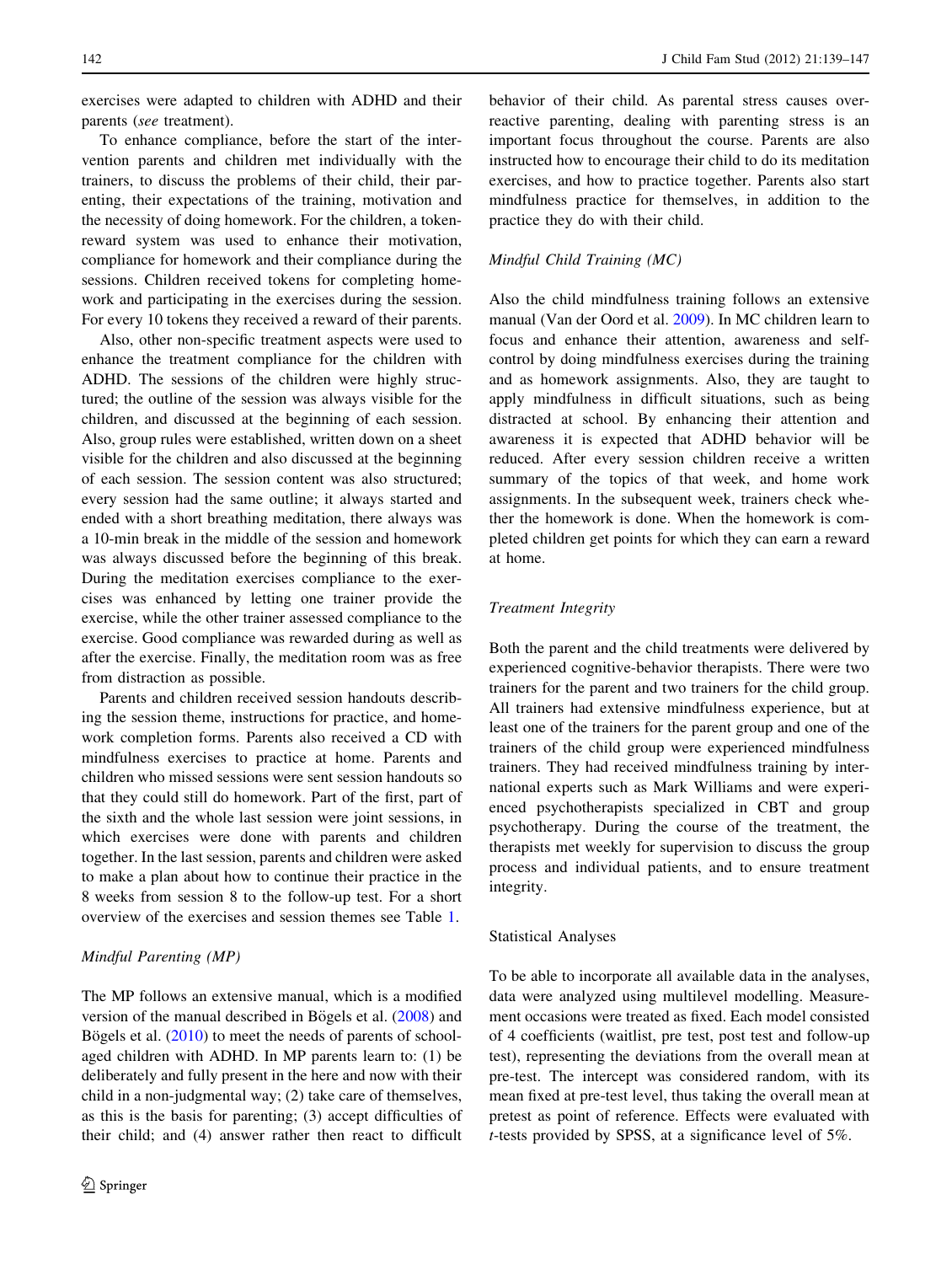exercises were adapted to children with ADHD and their parents (*see* treatment).

To enhance compliance, before the start of the intervention parents and children met individually with the trainers, to discuss the problems of their child, their parenting, their expectations of the training, motivation and the necessity of doing homework. For the children, a token-reward system was used to enhance their motivation, compliance for homework and their compliance during the sessions. Children received tokens for completing homework and participating in the exercises during the session. For every 10 tokens they received a reward of their parents.

Also, other non-specific treatment aspects were used to enhance the treatment compliance for the children with ADHD. The sessions of the children were highly structured; the outline of the session was always visible for the children, and discussed at the beginning of each session. Also, group rules were established, written down on a sheet visible for the children and also discussed at the beginning of each session. The session content was also structured; every session had the same outline; it always started and ended with a short breathing meditation, there always was a 10-min break in the middle of the session and homework was always discussed before the beginning of this break. During the meditation exercises compliance to the exercises was enhanced by letting one trainer provide the exercise, while the other trainer assessed compliance to the exercise. Good compliance was rewarded during as well as after the exercise. Finally, the meditation room was as free from distraction as possible.

Parents and children received session handouts describing the session theme, instructions for practice, and homework completion forms. Parents also received a CD with mindfulness exercises to practice at home. Parents and children who missed sessions were sent session handouts so that they could still do homework. Part of the first, part of the sixth and the whole last session were joint sessions, in which exercises were done with parents and children together. In the last session, parents and children were asked to make a plan about how to continue their practice in the 8 weeks from session 8 to the follow-up test. For a short overview of the exercises and session themes see Table 1.

### *Mindful Parenting (MP)*

The MP follows an extensive manual, which is a modified version of the manual described in Bögels et al. (2008) and Bögels et al. (2010) to meet the needs of parents of school-aged children with ADHD. In MP parents learn to: (1) be deliberately and fully present in the here and now with their child in a non-judgmental way; (2) take care of themselves, as this is the basis for parenting; (3) accept difficulties of their child; and (4) answer rather then react to difficult behavior of their child. As parental stress causes over-reactive parenting, dealing with parenting stress is an important focus throughout the course. Parents are also instructed how to encourage their child to do its meditation exercises, and how to practice together. Parents also start mindfulness practice for themselves, in addition to the practice they do with their child.

### *Mindful Child Training (MC)*

Also the child mindfulness training follows an extensive manual (Van der Oord et al. 2009). In MC children learn to focus and enhance their attention, awareness and self-control by doing mindfulness exercises during the training and as homework assignments. Also, they are taught to apply mindfulness in difficult situations, such as being distracted at school. By enhancing their attention and awareness it is expected that ADHD behavior will be reduced. After every session children receive a written summary of the topics of that week, and home work assignments. In the subsequent week, trainers check whether the homework is done. When the homework is completed children get points for which they can earn a reward at home.

### *Treatment Integrity*

Both the parent and the child treatments were delivered by experienced cognitive-behavior therapists. There were two trainers for the parent and two trainers for the child group. All trainers had extensive mindfulness experience, but at least one of the trainers for the parent group and one of the trainers of the child group were experienced mindfulness trainers. They had received mindfulness training by international experts such as Mark Williams and were experienced psychotherapists specialized in CBT and group psychotherapy. During the course of the treatment, the therapists met weekly for supervision to discuss the group process and individual patients, and to ensure treatment integrity.

## Statistical Analyses

To be able to incorporate all available data in the analyses, data were analyzed using multilevel modelling. Measurement occasions were treated as fixed. Each model consisted of 4 coefficients (waitlist, pre test, post test and follow-up test), representing the deviations from the overall mean at pre-test. The intercept was considered random, with its mean fixed at pre-test level, thus taking the overall mean at pretest as point of reference. Effects were evaluated with *t*-tests provided by SPSS, at a significance level of 5%.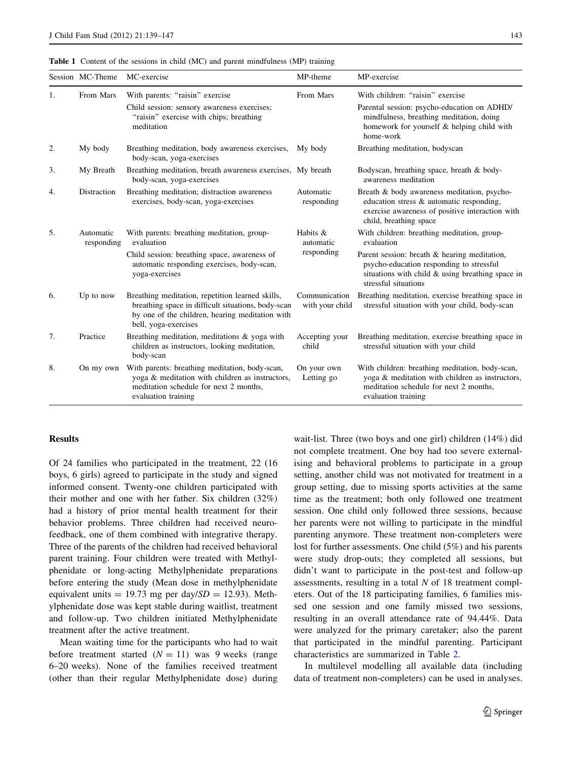**Table 1** Content of the sessions in child (MC) and parent mindfulness (MP) training

| Session | MC-Theme | MC-exercise | MP-theme | MP-exercise |
|---|---|---|---|---|
| 1. | From Mars | With parents: "raisin" exercise<br>Child session: sensory awareness exercises; "raisin" exercise with chips; breathing meditation | From Mars | With children: "raisin" exercise<br>Parental session: psycho-education on ADHD/mindfulness, breathing meditation, doing homework for yourself & helping child with home-work |
| 2. | My body | Breathing meditation, body awareness exercises, body-scan, yoga-exercises | My body | Breathing meditation, bodyscan |
| 3. | My Breath | Breathing meditation, breath awareness exercises, body-scan, yoga-exercises | My breath | Bodyscan, breathing space, breath & body-awareness meditation |
| 4. | Distraction | Breathing meditation; distraction awareness exercises, body-scan, yoga-exercises | Automatic responding | Breath & body awareness meditation, psycho-education stress & automatic responding, exercise awareness of positive interaction with child, breathing space |
| 5. | Automatic responding | With parents: breathing meditation, group-evaluation<br>Child session: breathing space, awareness of automatic responding exercises, body-scan, yoga-exercises | Habits & automatic responding | With children: breathing meditation, group-evaluation<br>Parent session: breath & hearing meditation, psycho-education responding to stressful situations with child & using breathing space in stressful situations |
| 6. | Up to now | Breathing meditation, repetition learned skills, breathing space in difficult situations, body-scan by one of the children, hearing meditation with bell, yoga-exercises | Communication with your child | Breathing meditation, exercise breathing space in stressful situation with your child, body-scan |
| 7. | Practice | Breathing meditation, meditations & yoga with children as instructors, looking meditation, body-scan | Accepting your child | Breathing meditation, exercise breathing space in stressful situation with your child |
| 8. | On my own | With parents: breathing meditation, body-scan, yoga & meditation with children as instructors, meditation schedule for next 2 months, evaluation training | On your own Letting go | With children: breathing meditation, body-scan, yoga & meditation with children as instructors, meditation schedule for next 2 months, evaluation training |

## Results

Of 24 families who participated in the treatment, 22 (16 boys, 6 girls) agreed to participate in the study and signed informed consent. Twenty-one children participated with their mother and one with her father. Six children (32%) had a history of prior mental health treatment for their behavior problems. Three children had received neuro-feedback, one of them combined with integrative therapy. Three of the parents of the children had received behavioral parent training. Four children were treated with Methylphenidate or long-acting Methylphenidate preparations before entering the study (Mean dose in methylphenidate equivalent units = 19.73 mg per day/$SD$ = 12.93). Methylphenidate dose was kept stable during waitlist, treatment and follow-up. Two children initiated Methylphenidate treatment after the active treatment.

Mean waiting time for the participants who had to wait before treatment started ($N$ = 11) was 9 weeks (range 6–20 weeks). None of the families received treatment (other than their regular Methylphenidate dose) during wait-list. Three (two boys and one girl) children (14%) did not complete treatment. One boy had too severe externalising and behavioral problems to participate in a group setting, another child was not motivated for treatment in a group setting, due to missing sports activities at the same time as the treatment; both only followed one treatment session. One child only followed three sessions, because her parents were not willing to participate in the mindful parenting anymore. These treatment non-completers were lost for further assessments. One child (5%) and his parents were study drop-outs; they completed all sessions, but didn't want to participate in the post-test and follow-up assessments, resulting in a total $N$ of 18 treatment completers. Out of the 18 participating families, 6 families missed one session and one family missed two sessions, resulting in an overall attendance rate of 94.44%. Data were analyzed for the primary caretaker; also the parent that participated in the mindful parenting. Participant characteristics are summarized in Table 2.

In multilevel modelling all available data (including data of treatment non-completers) can be used in analyses.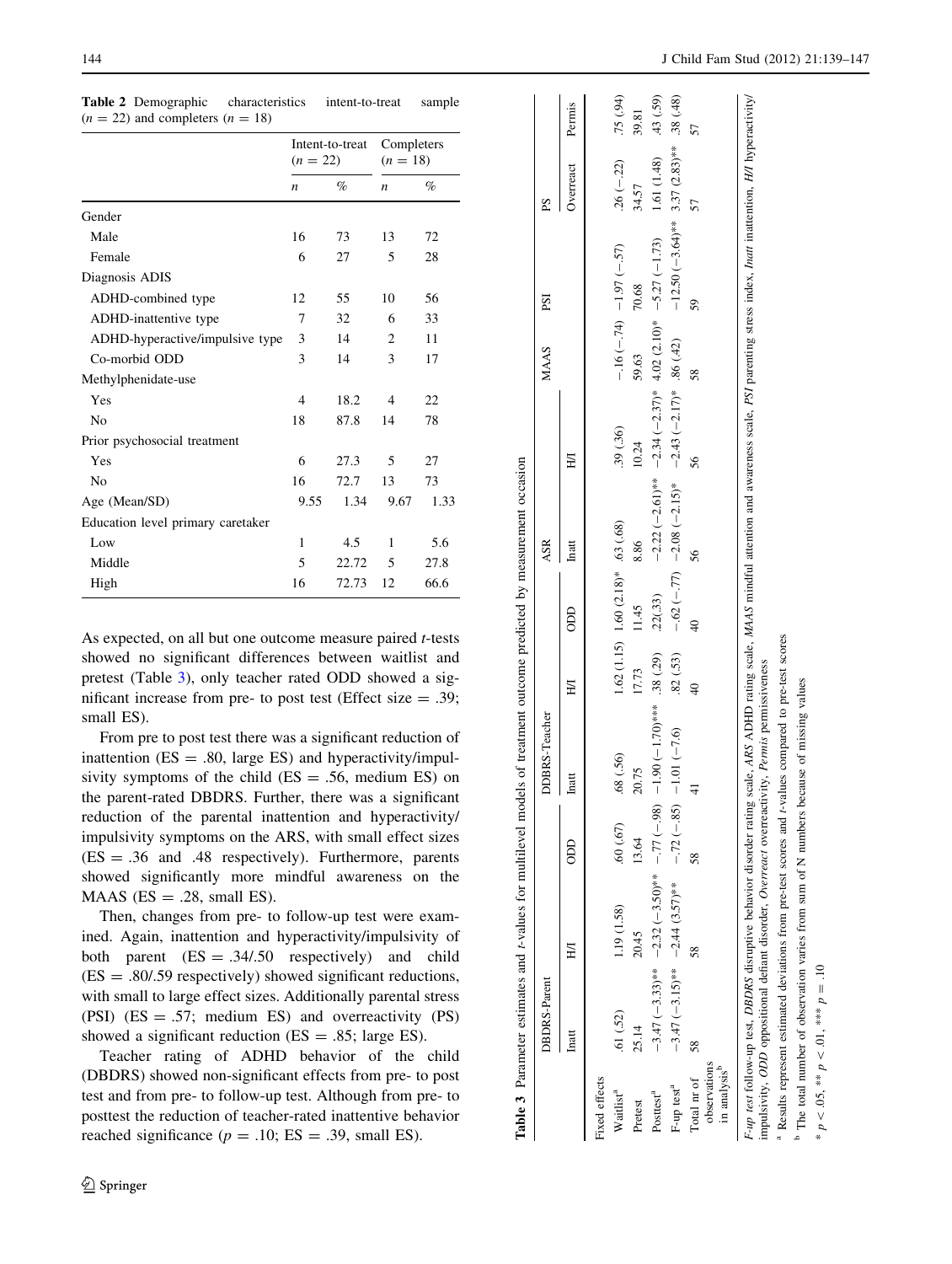**Table 2** Demographic characteristics intent-to-treat sample ($n = 22$) and completers ($n = 18$)

| | Intent-to-treat ($n = 22$) | | Completers ($n = 18$) | |
|---|---|---|---|---|
| | *n* | % | *n* | % |
| Gender | | | | |
| Male | 16 | 73 | 13 | 72 |
| Female | 6 | 27 | 5 | 28 |
| Diagnosis ADIS | | | | |
| ADHD-combined type | 12 | 55 | 10 | 56 |
| ADHD-inattentive type | 7 | 32 | 6 | 33 |
| ADHD-hyperactive/impulsive type | 3 | 14 | 2 | 11 |
| Co-morbid ODD | 3 | 14 | 3 | 17 |
| Methylphenidate-use | | | | |
| Yes | 4 | 18.2 | 4 | 22 |
| No | 18 | 87.8 | 14 | 78 |
| Prior psychosocial treatment | | | | |
| Yes | 6 | 27.3 | 5 | 27 |
| No | 16 | 72.7 | 13 | 73 |
| Age (Mean/SD) | 9.55 | 1.34 | 9.67 | 1.33 |
| Education level primary caretaker | | | | |
| Low | 1 | 4.5 | 1 | 5.6 |
| Middle | 5 | 22.72 | 5 | 27.8 |
| High | 16 | 72.73 | 12 | 66.6 |

As expected, on all but one outcome measure paired *t*-tests showed no significant differences between waitlist and pretest (Table 3), only teacher rated ODD showed a significant increase from pre- to post test (Effect size = .39; small ES).

From pre to post test there was a significant reduction of inattention (ES = .80, large ES) and hyperactivity/impulsivity symptoms of the child (ES = .56, medium ES) on the parent-rated DBDRS. Further, there was a significant reduction of the parental inattention and hyperactivity/impulsivity symptoms on the ARS, with small effect sizes (ES = .36 and .48 respectively). Furthermore, parents showed significantly more mindful awareness on the MAAS (ES = .28, small ES).

Then, changes from pre- to follow-up test were examined. Again, inattention and hyperactivity/impulsivity of both parent (ES = .34/.50 respectively) and child (ES = .80/.59 respectively) showed significant reductions, with small to large effect sizes. Additionally parental stress (PSI) (ES = .57; medium ES) and overreactivity (PS) showed a significant reduction (ES = .85; large ES).

Teacher rating of ADHD behavior of the child (DBDRS) showed non-significant effects from pre- to post test and from pre- to follow-up test. Although from pre- to posttest the reduction of teacher-rated inattentive behavior reached significance ($p = .10$; ES = .39, small ES).

**Table 3** Parameter estimates and *t*-values for multilevel models of treatment outcome predicted by measurement occasion

| | DBDRS-Parent | | | DBDRS-Teacher | | | ASR | | MAAS | PSI | PS | |
|---|---|---|---|---|---|---|---|---|---|---|---|---|
| | Inatt | H/I | ODD | Inatt | H/I | ODD | Inatt | H/I | | | Overreact | Permis |
| Fixed effects | | | | | | | | | | | | |
| Waitlist[a] | .61 (.52) | 1.19 (1.58) | .60 (.67) | .68 (.56) | 1.62 (1.15) | 1.60 (2.18)* | .63 (.68) | .39 (.36) | −.16 (−.74) | −1.97 (−.57) | .26 (−.22) | .75 (.94) |
| Pretest | 25.14 | 20.45 | 13.64 | 20.75 | 17.73 | 11.45 | 8.86 | 10.24 | 59.63 | 70.68 | 34.57 | 39.81 |
| Posttest[a] | −3.47 (−3.33)** | −2.32 (−3.50)** | −.77 (−.98) | −1.90 (−1.70)*** | .38 (.29) | .22(.33) | −2.22 (−2.61)** | −2.34 (−2.37)* | 4.02 (2.10)* | −5.27 (−1.73) | 1.61 (1.48) | .43 (.59) |
| F-up test[a] | −3.47 (−3.15)** | −2.44 (3.57)** | −.72 (−.85) | −1.01 (−7.6) | .82 (.53) | −.62 (−.77) | −2.08 (−2.15)* | −2.43 (−2.17)* | .86 (.42) | −12.50 (−3.64)** | 3.37 (2.83)** | .38 (.48) |
| Total nr of observations in analysis[b] | 58 | 58 | 58 | 41 | 40 | 40 | 56 | 56 | 58 | 59 | 57 | 57 |

*F-up test* follow-up test, *DBDRS* disruptive behavior disorder rating scale, *ARS* ADHD rating scale, *MAAS* mindful attention and awareness scale, *PSI* parenting stress index, *Inatt* inattention, *H/I* hyperactivity/impulsivity, *ODD* oppositional defiant disorder, *Overreact* overreactivity, *Permis* permissiveness

[a] Results represent estimated deviations from pre-test scores and *t*-values compared to pre-test scores

[b] The total number of observation varies from sum of N numbers because of missing values

* $p < .05$, ** $p < .01$, *** $p = .10$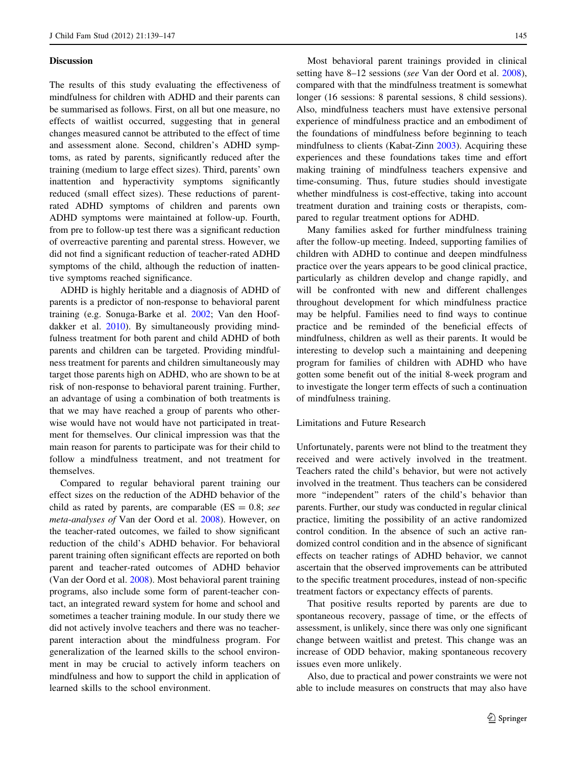### Discussion

The results of this study evaluating the effectiveness of mindfulness for children with ADHD and their parents can be summarised as follows. First, on all but one measure, no effects of waitlist occurred, suggesting that in general changes measured cannot be attributed to the effect of time and assessment alone. Second, children's ADHD symptoms, as rated by parents, significantly reduced after the training (medium to large effect sizes). Third, parents' own inattention and hyperactivity symptoms significantly reduced (small effect sizes). These reductions of parent-rated ADHD symptoms of children and parents own ADHD symptoms were maintained at follow-up. Fourth, from pre to follow-up test there was a significant reduction of overreactive parenting and parental stress. However, we did not find a significant reduction of teacher-rated ADHD symptoms of the child, although the reduction of inattentive symptoms reached significance.

ADHD is highly heritable and a diagnosis of ADHD of parents is a predictor of non-response to behavioral parent training (e.g. Sonuga-Barke et al. 2002; Van den Hoofdakker et al. 2010). By simultaneously providing mindfulness treatment for both parent and child ADHD of both parents and children can be targeted. Providing mindfulness treatment for parents and children simultaneously may target those parents high on ADHD, who are shown to be at risk of non-response to behavioral parent training. Further, an advantage of using a combination of both treatments is that we may have reached a group of parents who otherwise would have not would have not participated in treatment for themselves. Our clinical impression was that the main reason for parents to participate was for their child to follow a mindfulness treatment, and not treatment for themselves.

Compared to regular behavioral parent training our effect sizes on the reduction of the ADHD behavior of the child as rated by parents, are comparable (ES = 0.8; *see meta-analyses of* Van der Oord et al. 2008). However, on the teacher-rated outcomes, we failed to show significant reduction of the child's ADHD behavior. For behavioral parent training often significant effects are reported on both parent and teacher-rated outcomes of ADHD behavior (Van der Oord et al. 2008). Most behavioral parent training programs, also include some form of parent-teacher contact, an integrated reward system for home and school and sometimes a teacher training module. In our study there we did not actively involve teachers and there was no teacher-parent interaction about the mindfulness program. For generalization of the learned skills to the school environment in may be crucial to actively inform teachers on mindfulness and how to support the child in application of learned skills to the school environment.

Most behavioral parent trainings provided in clinical setting have 8–12 sessions (*see* Van der Oord et al. 2008), compared with that the mindfulness treatment is somewhat longer (16 sessions: 8 parental sessions, 8 child sessions). Also, mindfulness teachers must have extensive personal experience of mindfulness practice and an embodiment of the foundations of mindfulness before beginning to teach mindfulness to clients (Kabat-Zinn 2003). Acquiring these experiences and these foundations takes time and effort making training of mindfulness teachers expensive and time-consuming. Thus, future studies should investigate whether mindfulness is cost-effective, taking into account treatment duration and training costs or therapists, compared to regular treatment options for ADHD.

Many families asked for further mindfulness training after the follow-up meeting. Indeed, supporting families of children with ADHD to continue and deepen mindfulness practice over the years appears to be good clinical practice, particularly as children develop and change rapidly, and will be confronted with new and different challenges throughout development for which mindfulness practice may be helpful. Families need to find ways to continue practice and be reminded of the beneficial effects of mindfulness, children as well as their parents. It would be interesting to develop such a maintaining and deepening program for families of children with ADHD who have gotten some benefit out of the initial 8-week program and to investigate the longer term effects of such a continuation of mindfulness training.

#### Limitations and Future Research

Unfortunately, parents were not blind to the treatment they received and were actively involved in the treatment. Teachers rated the child's behavior, but were not actively involved in the treatment. Thus teachers can be considered more "independent" raters of the child's behavior than parents. Further, our study was conducted in regular clinical practice, limiting the possibility of an active randomized control condition. In the absence of such an active randomized control condition and in the absence of significant effects on teacher ratings of ADHD behavior, we cannot ascertain that the observed improvements can be attributed to the specific treatment procedures, instead of non-specific treatment factors or expectancy effects of parents.

That positive results reported by parents are due to spontaneous recovery, passage of time, or the effects of assessment, is unlikely, since there was only one significant change between waitlist and pretest. This change was an increase of ODD behavior, making spontaneous recovery issues even more unlikely.

Also, due to practical and power constraints we were not able to include measures on constructs that may also have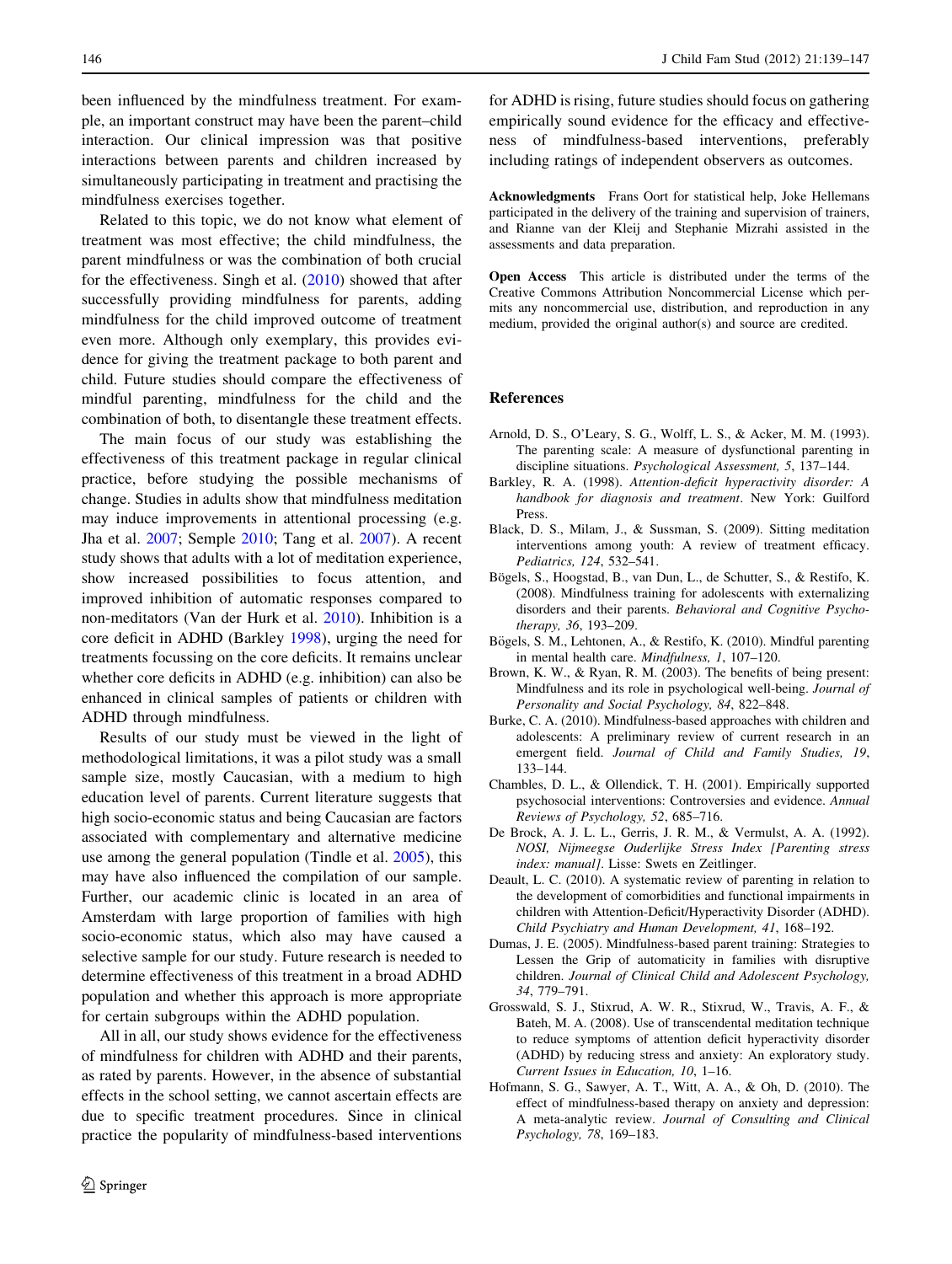been influenced by the mindfulness treatment. For example, an important construct may have been the parent–child interaction. Our clinical impression was that positive interactions between parents and children increased by simultaneously participating in treatment and practising the mindfulness exercises together.

Related to this topic, we do not know what element of treatment was most effective; the child mindfulness, the parent mindfulness or was the combination of both crucial for the effectiveness. Singh et al. (2010) showed that after successfully providing mindfulness for parents, adding mindfulness for the child improved outcome of treatment even more. Although only exemplary, this provides evidence for giving the treatment package to both parent and child. Future studies should compare the effectiveness of mindful parenting, mindfulness for the child and the combination of both, to disentangle these treatment effects.

The main focus of our study was establishing the effectiveness of this treatment package in regular clinical practice, before studying the possible mechanisms of change. Studies in adults show that mindfulness meditation may induce improvements in attentional processing (e.g. Jha et al. 2007; Semple 2010; Tang et al. 2007). A recent study shows that adults with a lot of meditation experience, show increased possibilities to focus attention, and improved inhibition of automatic responses compared to non-meditators (Van der Hurk et al. 2010). Inhibition is a core deficit in ADHD (Barkley 1998), urging the need for treatments focussing on the core deficits. It remains unclear whether core deficits in ADHD (e.g. inhibition) can also be enhanced in clinical samples of patients or children with ADHD through mindfulness.

Results of our study must be viewed in the light of methodological limitations, it was a pilot study was a small sample size, mostly Caucasian, with a medium to high education level of parents. Current literature suggests that high socio-economic status and being Caucasian are factors associated with complementary and alternative medicine use among the general population (Tindle et al. 2005), this may have also influenced the compilation of our sample. Further, our academic clinic is located in an area of Amsterdam with large proportion of families with high socio-economic status, which also may have caused a selective sample for our study. Future research is needed to determine effectiveness of this treatment in a broad ADHD population and whether this approach is more appropriate for certain subgroups within the ADHD population.

All in all, our study shows evidence for the effectiveness of mindfulness for children with ADHD and their parents, as rated by parents. However, in the absence of substantial effects in the school setting, we cannot ascertain effects are due to specific treatment procedures. Since in clinical practice the popularity of mindfulness-based interventions for ADHD is rising, future studies should focus on gathering empirically sound evidence for the efficacy and effectiveness of mindfulness-based interventions, preferably including ratings of independent observers as outcomes.

**Acknowledgments** Frans Oort for statistical help, Joke Hellemans participated in the delivery of the training and supervision of trainers, and Rianne van der Kleij and Stephanie Mizrahi assisted in the assessments and data preparation.

**Open Access** This article is distributed under the terms of the Creative Commons Attribution Noncommercial License which permits any noncommercial use, distribution, and reproduction in any medium, provided the original author(s) and source are credited.

## References

Arnold, D. S., O'Leary, S. G., Wolff, L. S., & Acker, M. M. (1993). The parenting scale: A measure of dysfunctional parenting in discipline situations. *Psychological Assessment, 5*, 137–144.

Barkley, R. A. (1998). *Attention-deficit hyperactivity disorder: A handbook for diagnosis and treatment*. New York: Guilford Press.

Black, D. S., Milam, J., & Sussman, S. (2009). Sitting meditation interventions among youth: A review of treatment efficacy. *Pediatrics, 124*, 532–541.

Bögels, S., Hoogstad, B., van Dun, L., de Schutter, S., & Restifo, K. (2008). Mindfulness training for adolescents with externalizing disorders and their parents. *Behavioral and Cognitive Psychotherapy, 36*, 193–209.

Bögels, S. M., Lehtonen, A., & Restifo, K. (2010). Mindful parenting in mental health care. *Mindfulness, 1*, 107–120.

Brown, K. W., & Ryan, R. M. (2003). The benefits of being present: Mindfulness and its role in psychological well-being. *Journal of Personality and Social Psychology, 84*, 822–848.

Burke, C. A. (2010). Mindfulness-based approaches with children and adolescents: A preliminary review of current research in an emergent field. *Journal of Child and Family Studies, 19*, 133–144.

Chambles, D. L., & Ollendick, T. H. (2001). Empirically supported psychosocial interventions: Controversies and evidence. *Annual Reviews of Psychology, 52*, 685–716.

De Brock, A. J. L. L., Gerris, J. R. M., & Vermulst, A. A. (1992). *NOSI, Nijmeegse Ouderlijke Stress Index [Parenting stress index: manual]*. Lisse: Swets en Zeitlinger.

Deault, L. C. (2010). A systematic review of parenting in relation to the development of comorbidities and functional impairments in children with Attention-Deficit/Hyperactivity Disorder (ADHD). *Child Psychiatry and Human Development, 41*, 168–192.

Dumas, J. E. (2005). Mindfulness-based parent training: Strategies to Lessen the Grip of automaticity in families with disruptive children. *Journal of Clinical Child and Adolescent Psychology, 34*, 779–791.

Grosswald, S. J., Stixrud, A. W. R., Stixrud, W., Travis, A. F., & Bateh, M. A. (2008). Use of transcendental meditation technique to reduce symptoms of attention deficit hyperactivity disorder (ADHD) by reducing stress and anxiety: An exploratory study. *Current Issues in Education, 10*, 1–16.

Hofmann, S. G., Sawyer, A. T., Witt, A. A., & Oh, D. (2010). The effect of mindfulness-based therapy on anxiety and depression: A meta-analytic review. *Journal of Consulting and Clinical Psychology, 78*, 169–183.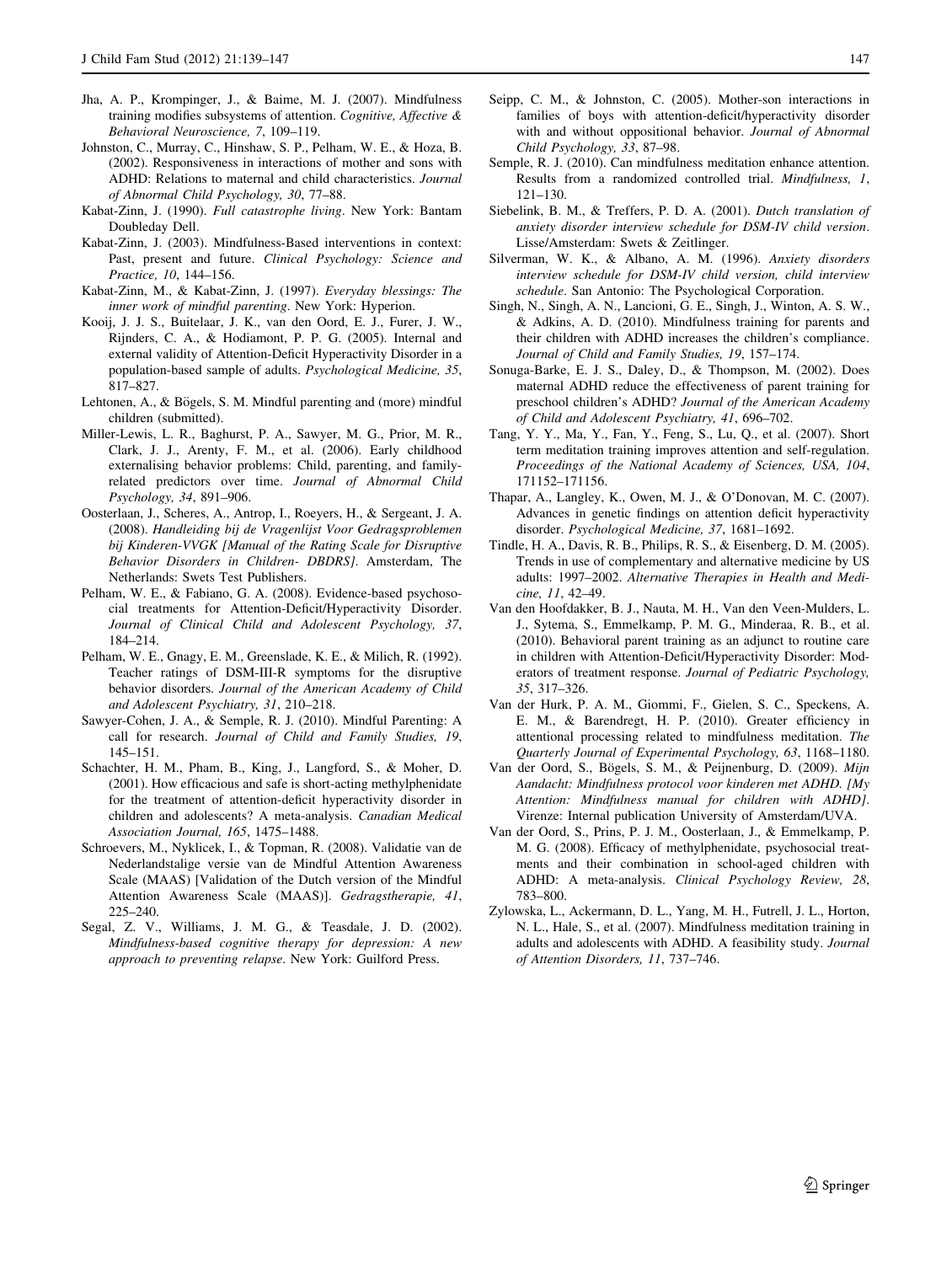Jha, A. P., Krompinger, J., & Baime, M. J. (2007). Mindfulness training modifies subsystems of attention. *Cognitive, Affective & Behavioral Neuroscience, 7*, 109–119.

Johnston, C., Murray, C., Hinshaw, S. P., Pelham, W. E., & Hoza, B. (2002). Responsiveness in interactions of mother and sons with ADHD: Relations to maternal and child characteristics. *Journal of Abnormal Child Psychology, 30*, 77–88.

Kabat-Zinn, J. (1990). *Full catastrophe living*. New York: Bantam Doubleday Dell.

Kabat-Zinn, J. (2003). Mindfulness-Based interventions in context: Past, present and future. *Clinical Psychology: Science and Practice, 10*, 144–156.

Kabat-Zinn, M., & Kabat-Zinn, J. (1997). *Everyday blessings: The inner work of mindful parenting*. New York: Hyperion.

Kooij, J. J. S., Buitelaar, J. K., van den Oord, E. J., Furer, J. W., Rijnders, C. A., & Hodiamont, P. P. G. (2005). Internal and external validity of Attention-Deficit Hyperactivity Disorder in a population-based sample of adults. *Psychological Medicine, 35*, 817–827.

Lehtonen, A., & Bögels, S. M. Mindful parenting and (more) mindful children (submitted).

Miller-Lewis, L. R., Baghurst, P. A., Sawyer, M. G., Prior, M. R., Clark, J. J., Arenty, F. M., et al. (2006). Early childhood externalising behavior problems: Child, parenting, and family-related predictors over time. *Journal of Abnormal Child Psychology, 34*, 891–906.

Oosterlaan, J., Scheres, A., Antrop, I., Roeyers, H., & Sergeant, J. A. (2008). *Handleiding bij de Vragenlijst Voor Gedragsproblemen bij Kinderen-VVGK [Manual of the Rating Scale for Disruptive Behavior Disorders in Children- DBDRS]*. Amsterdam, The Netherlands: Swets Test Publishers.

Pelham, W. E., & Fabiano, G. A. (2008). Evidence-based psychosocial treatments for Attention-Deficit/Hyperactivity Disorder. *Journal of Clinical Child and Adolescent Psychology, 37*, 184–214.

Pelham, W. E., Gnagy, E. M., Greenslade, K. E., & Milich, R. (1992). Teacher ratings of DSM-III-R symptoms for the disruptive behavior disorders. *Journal of the American Academy of Child and Adolescent Psychiatry, 31*, 210–218.

Sawyer-Cohen, J. A., & Semple, R. J. (2010). Mindful Parenting: A call for research. *Journal of Child and Family Studies, 19*, 145–151.

Schachter, H. M., Pham, B., King, J., Langford, S., & Moher, D. (2001). How efficacious and safe is short-acting methylphenidate for the treatment of attention-deficit hyperactivity disorder in children and adolescents? A meta-analysis. *Canadian Medical Association Journal, 165*, 1475–1488.

Schroevers, M., Nyklicek, I., & Topman, R. (2008). Validatie van de Nederlandstalige versie van de Mindful Attention Awareness Scale (MAAS) [Validation of the Dutch version of the Mindful Attention Awareness Scale (MAAS)]. *Gedragstherapie, 41*, 225–240.

Segal, Z. V., Williams, J. M. G., & Teasdale, J. D. (2002). *Mindfulness-based cognitive therapy for depression: A new approach to preventing relapse*. New York: Guilford Press.

Seipp, C. M., & Johnston, C. (2005). Mother-son interactions in families of boys with attention-deficit/hyperactivity disorder with and without oppositional behavior. *Journal of Abnormal Child Psychology, 33*, 87–98.

Semple, R. J. (2010). Can mindfulness meditation enhance attention. Results from a randomized controlled trial. *Mindfulness, 1*, 121–130.

Siebelink, B. M., & Treffers, P. D. A. (2001). *Dutch translation of anxiety disorder interview schedule for DSM-IV child version*. Lisse/Amsterdam: Swets & Zeitlinger.

Silverman, W. K., & Albano, A. M. (1996). *Anxiety disorders interview schedule for DSM-IV child version, child interview schedule*. San Antonio: The Psychological Corporation.

Singh, N., Singh, A. N., Lancioni, G. E., Singh, J., Winton, A. S. W., & Adkins, A. D. (2010). Mindfulness training for parents and their children with ADHD increases the children's compliance. *Journal of Child and Family Studies, 19*, 157–174.

Sonuga-Barke, E. J. S., Daley, D., & Thompson, M. (2002). Does maternal ADHD reduce the effectiveness of parent training for preschool children's ADHD? *Journal of the American Academy of Child and Adolescent Psychiatry, 41*, 696–702.

Tang, Y. Y., Ma, Y., Fan, Y., Feng, S., Lu, Q., et al. (2007). Short term meditation training improves attention and self-regulation. *Proceedings of the National Academy of Sciences, USA, 104*, 171152–171156.

Thapar, A., Langley, K., Owen, M. J., & O'Donovan, M. C. (2007). Advances in genetic findings on attention deficit hyperactivity disorder. *Psychological Medicine, 37*, 1681–1692.

Tindle, H. A., Davis, R. B., Philips, R. S., & Eisenberg, D. M. (2005). Trends in use of complementary and alternative medicine by US adults: 1997–2002. *Alternative Therapies in Health and Medicine, 11*, 42–49.

Van den Hoofdakker, B. J., Nauta, M. H., Van den Veen-Mulders, L. J., Sytema, S., Emmelkamp, P. M. G., Minderaa, R. B., et al. (2010). Behavioral parent training as an adjunct to routine care in children with Attention-Deficit/Hyperactivity Disorder: Moderators of treatment response. *Journal of Pediatric Psychology, 35*, 317–326.

Van der Hurk, P. A. M., Giommi, F., Gielen, S. C., Speckens, A. E. M., & Barendregt, H. P. (2010). Greater efficiency in attentional processing related to mindfulness meditation. *The Quarterly Journal of Experimental Psychology, 63*, 1168–1180.

Van der Oord, S., Bögels, S. M., & Peijnenburg, D. (2009). *Mijn Aandacht: Mindfulness protocol voor kinderen met ADHD. [My Attention: Mindfulness manual for children with ADHD]*. Virenze: Internal publication University of Amsterdam/UVA.

Van der Oord, S., Prins, P. J. M., Oosterlaan, J., & Emmelkamp, P. M. G. (2008). Efficacy of methylphenidate, psychosocial treatments and their combination in school-aged children with ADHD: A meta-analysis. *Clinical Psychology Review, 28*, 783–800.

Zylowska, L., Ackermann, D. L., Yang, M. H., Futrell, J. L., Horton, N. L., Hale, S., et al. (2007). Mindfulness meditation training in adults and adolescents with ADHD. A feasibility study. *Journal of Attention Disorders, 11*, 737–746.